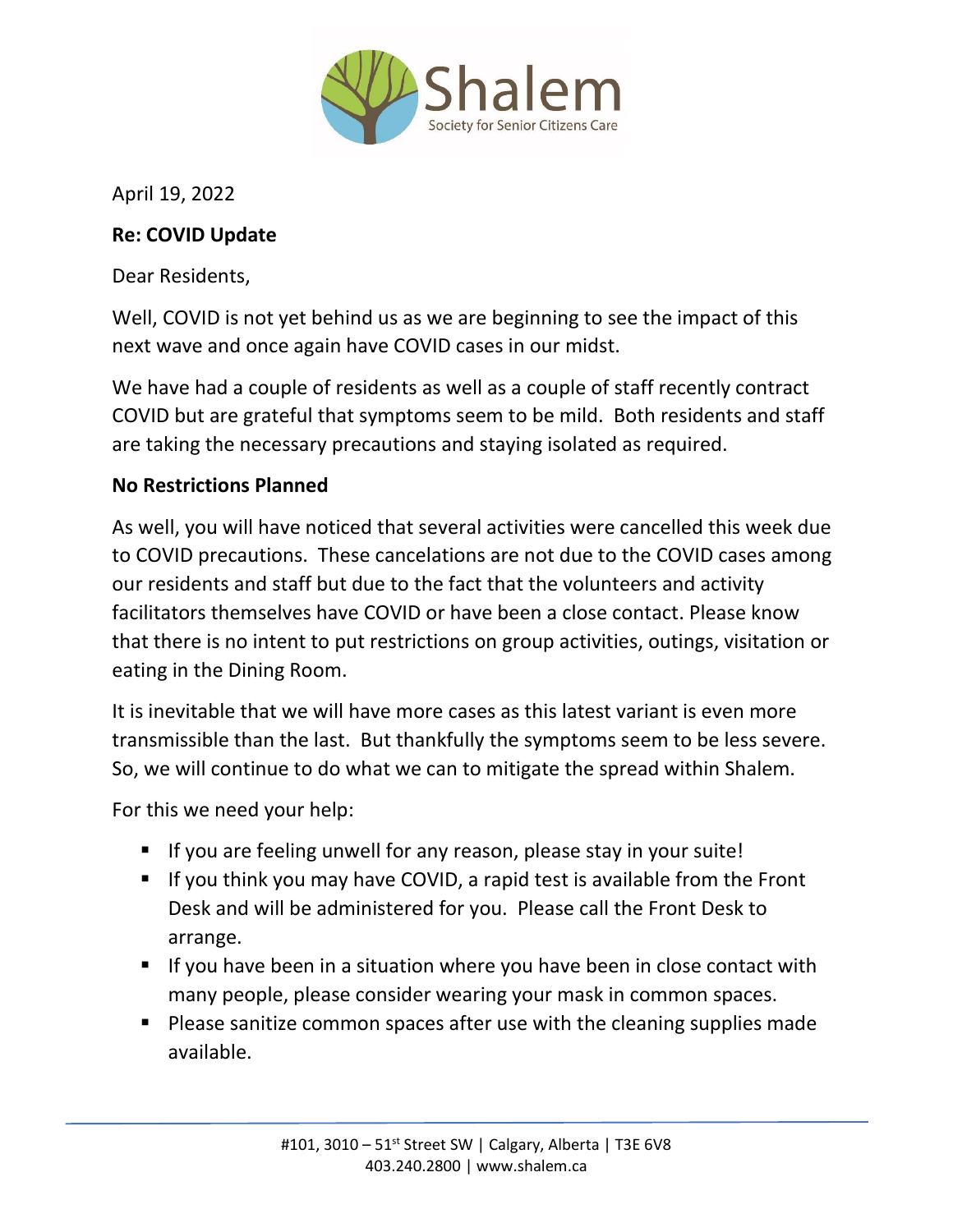Shalem

Society for Senior Citizens Care

April 19, 2022

**Re: COVID Update**

Dear Residents,

Well, COVID is not yet behind us as we are beginning to see the impact of this next wave and once again have COVID cases in our midst.

We have had a couple of residents as well as a couple of staff recently contract COVID but are grateful that symptoms seem to be mild. Both residents and staff are taking the necessary precautions and staying isolated as required.

**No Restrictions Planned**

As well, you will have noticed that several activities were cancelled this week due to COVID precautions. These cancelations are not due to the COVID cases among our residents and staff but due to the fact that the volunteers and activity facilitators themselves have COVID or have been a close contact. Please know that there is no intent to put restrictions on group activities, outings, visitation or eating in the Dining Room.

It is inevitable that we will have more cases as this latest variant is even more transmissible than the last. But thankfully the symptoms seem to be less severe. So, we will continue to do what we can to mitigate the spread within Shalem.

For this we need your help:

- If you are feeling unwell for any reason, please stay in your suite!
- If you think you may have COVID, a rapid test is available from the Front Desk and will be administered for you. Please call the Front Desk to arrange.
- If you have been in a situation where you have been in close contact with many people, please consider wearing your mask in common spaces.
- Please sanitize common spaces after use with the cleaning supplies made available.

#101, 3010 – 51st Street SW | Calgary, Alberta | T3E 6V8
403.240.2800 | www.shalem.ca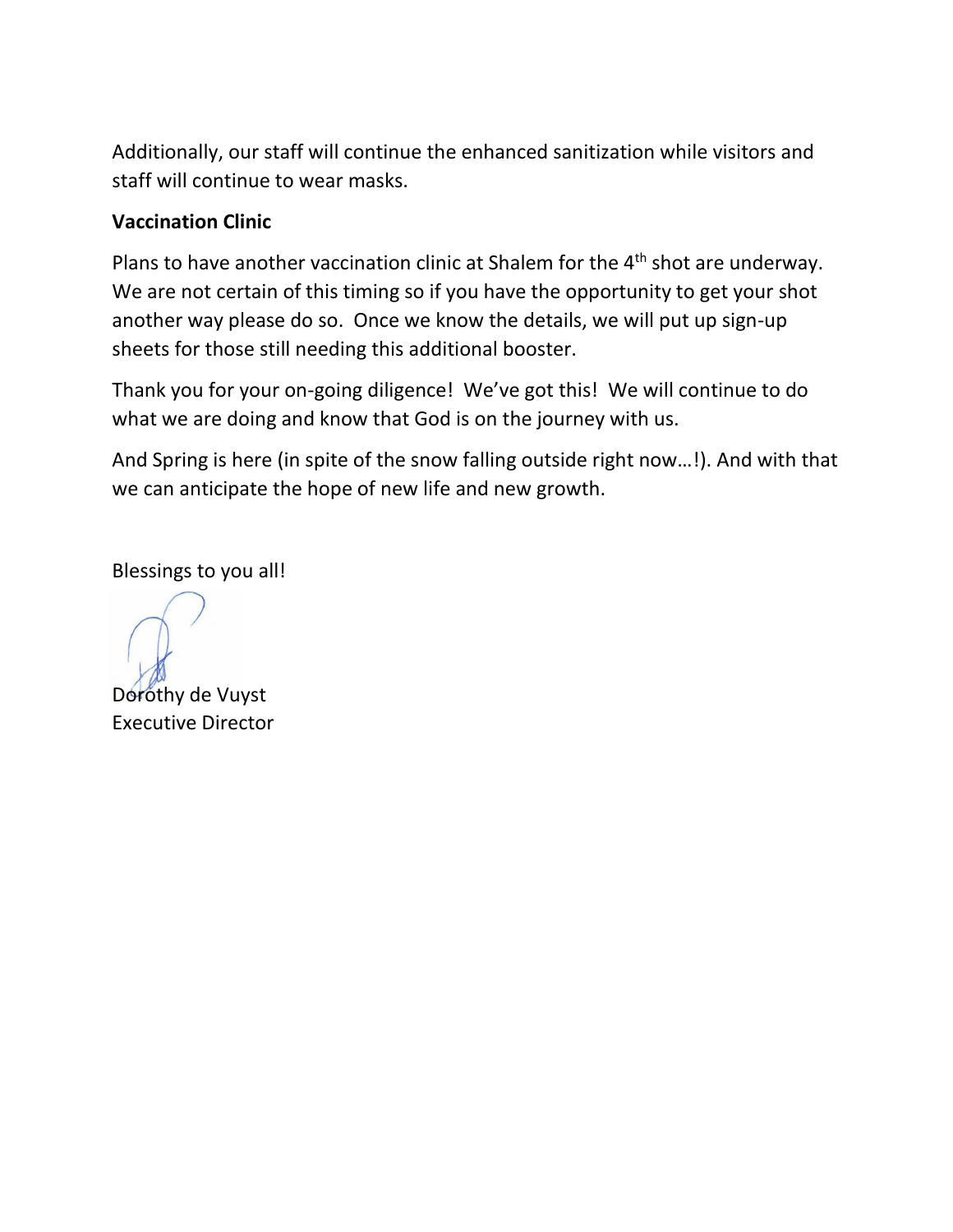Additionally, our staff will continue the enhanced sanitization while visitors and staff will continue to wear masks.

**Vaccination Clinic**

Plans to have another vaccination clinic at Shalem for the 4th shot are underway. We are not certain of this timing so if you have the opportunity to get your shot another way please do so.  Once we know the details, we will put up sign-up sheets for those still needing this additional booster.

Thank you for your on-going diligence!  We've got this!  We will continue to do what we are doing and know that God is on the journey with us.

And Spring is here (in spite of the snow falling outside right now…!). And with that we can anticipate the hope of new life and new growth.

Blessings to you all!

Dorothy de Vuyst
Executive Director